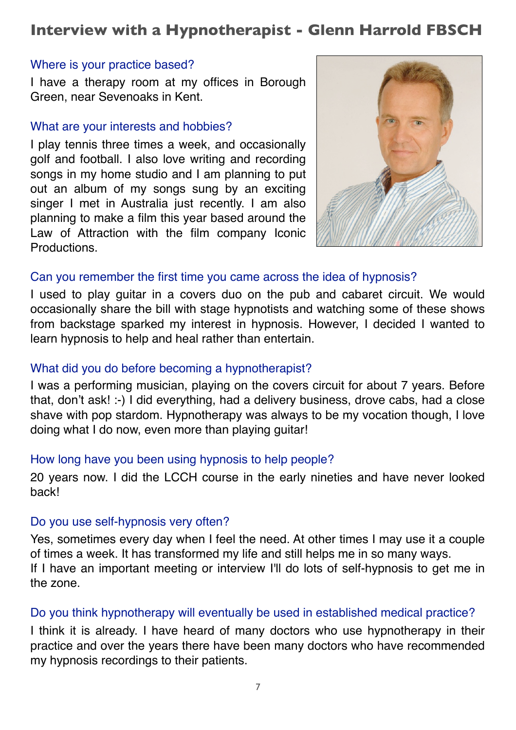# Interview with a Hypnotherapist - Glenn Harrold FBSCH

### Where is your practice based?

I have a therapy room at my offices in Borough Green, near Sevenoaks in Kent.

### What are your interests and hobbies?

I play tennis three times a week, and occasionally golf and football. I also love writing and recording songs in my home studio and I am planning to put out an album of my songs sung by an exciting singer I met in Australia just recently. I am also planning to make a film this year based around the Law of Attraction with the film company Iconic Productions.

### Can you remember the first time you came across the idea of hypnosis?

I used to play guitar in a covers duo on the pub and cabaret circuit. We would occasionally share the bill with stage hypnotists and watching some of these shows from backstage sparked my interest in hypnosis. However, I decided I wanted to learn hypnosis to help and heal rather than entertain.

### What did you do before becoming a hypnotherapist?

I was a performing musician, playing on the covers circuit for about 7 years. Before that, don't ask! :-) I did everything, had a delivery business, drove cabs, had a close shave with pop stardom. Hypnotherapy was always to be my vocation though, I love doing what I do now, even more than playing guitar!

### How long have you been using hypnosis to help people?

20 years now. I did the LCCH course in the early nineties and have never looked back!

### Do you use self-hypnosis very often?

Yes, sometimes every day when I feel the need. At other times I may use it a couple of times a week. It has transformed my life and still helps me in so many ways.
If I have an important meeting or interview I'll do lots of self-hypnosis to get me in the zone.

### Do you think hypnotherapy will eventually be used in established medical practice?

I think it is already. I have heard of many doctors who use hypnotherapy in their practice and over the years there have been many doctors who have recommended my hypnosis recordings to their patients.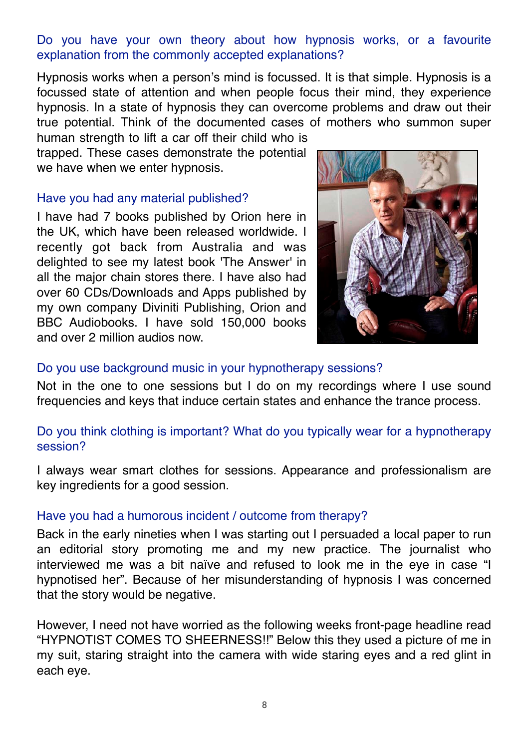### Do you have your own theory about how hypnosis works, or a favourite explanation from the commonly accepted explanations?

Hypnosis works when a person's mind is focussed. It is that simple. Hypnosis is a focussed state of attention and when people focus their mind, they experience hypnosis. In a state of hypnosis they can overcome problems and draw out their true potential. Think of the documented cases of mothers who summon super human strength to lift a car off their child who is trapped. These cases demonstrate the potential we have when we enter hypnosis.

### Have you had any material published?

I have had 7 books published by Orion here in the UK, which have been released worldwide. I recently got back from Australia and was delighted to see my latest book 'The Answer' in all the major chain stores there. I have also had over 60 CDs/Downloads and Apps published by my own company Diviniti Publishing, Orion and BBC Audiobooks. I have sold 150,000 books and over 2 million audios now.

### Do you use background music in your hypnotherapy sessions?

Not in the one to one sessions but I do on my recordings where I use sound frequencies and keys that induce certain states and enhance the trance process.

### Do you think clothing is important? What do you typically wear for a hypnotherapy session?

I always wear smart clothes for sessions. Appearance and professionalism are key ingredients for a good session.

### Have you had a humorous incident / outcome from therapy?

Back in the early nineties when I was starting out I persuaded a local paper to run an editorial story promoting me and my new practice. The journalist who interviewed me was a bit naïve and refused to look me in the eye in case "I hypnotised her". Because of her misunderstanding of hypnosis I was concerned that the story would be negative.

However, I need not have worried as the following weeks front-page headline read "HYPNOTIST COMES TO SHEERNESS!!" Below this they used a picture of me in my suit, staring straight into the camera with wide staring eyes and a red glint in each eye.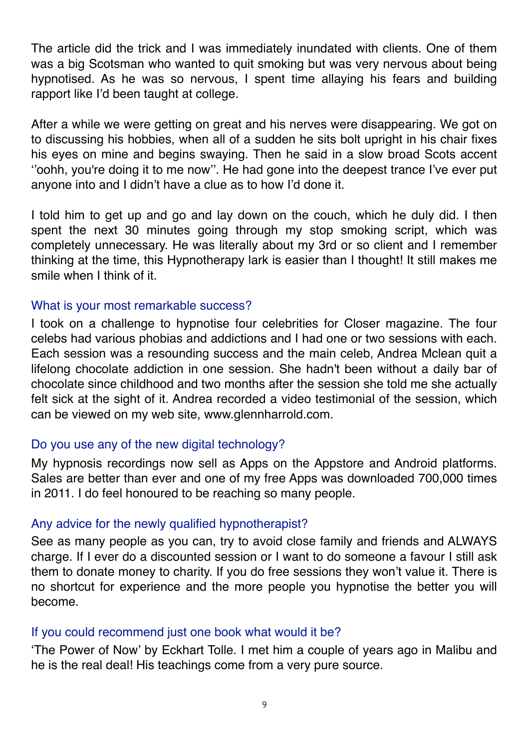The article did the trick and I was immediately inundated with clients. One of them was a big Scotsman who wanted to quit smoking but was very nervous about being hypnotised. As he was so nervous, I spent time allaying his fears and building rapport like I'd been taught at college.

After a while we were getting on great and his nerves were disappearing. We got on to discussing his hobbies, when all of a sudden he sits bolt upright in his chair fixes his eyes on mine and begins swaying. Then he said in a slow broad Scots accent ''oohh, you're doing it to me now''. He had gone into the deepest trance I've ever put anyone into and I didn't have a clue as to how I'd done it.

I told him to get up and go and lay down on the couch, which he duly did. I then spent the next 30 minutes going through my stop smoking script, which was completely unnecessary. He was literally about my 3rd or so client and I remember thinking at the time, this Hypnotherapy lark is easier than I thought! It still makes me smile when I think of it.

### What is your most remarkable success?

I took on a challenge to hypnotise four celebrities for Closer magazine. The four celebs had various phobias and addictions and I had one or two sessions with each. Each session was a resounding success and the main celeb, Andrea Mclean quit a lifelong chocolate addiction in one session. She hadn't been without a daily bar of chocolate since childhood and two months after the session she told me she actually felt sick at the sight of it. Andrea recorded a video testimonial of the session, which can be viewed on my web site, www.glennharrold.com.

### Do you use any of the new digital technology?

My hypnosis recordings now sell as Apps on the Appstore and Android platforms. Sales are better than ever and one of my free Apps was downloaded 700,000 times in 2011. I do feel honoured to be reaching so many people.

### Any advice for the newly qualified hypnotherapist?

See as many people as you can, try to avoid close family and friends and ALWAYS charge. If I ever do a discounted session or I want to do someone a favour I still ask them to donate money to charity. If you do free sessions they won't value it. There is no shortcut for experience and the more people you hypnotise the better you will become.

### If you could recommend just one book what would it be?

'The Power of Now' by Eckhart Tolle. I met him a couple of years ago in Malibu and he is the real deal! His teachings come from a very pure source.